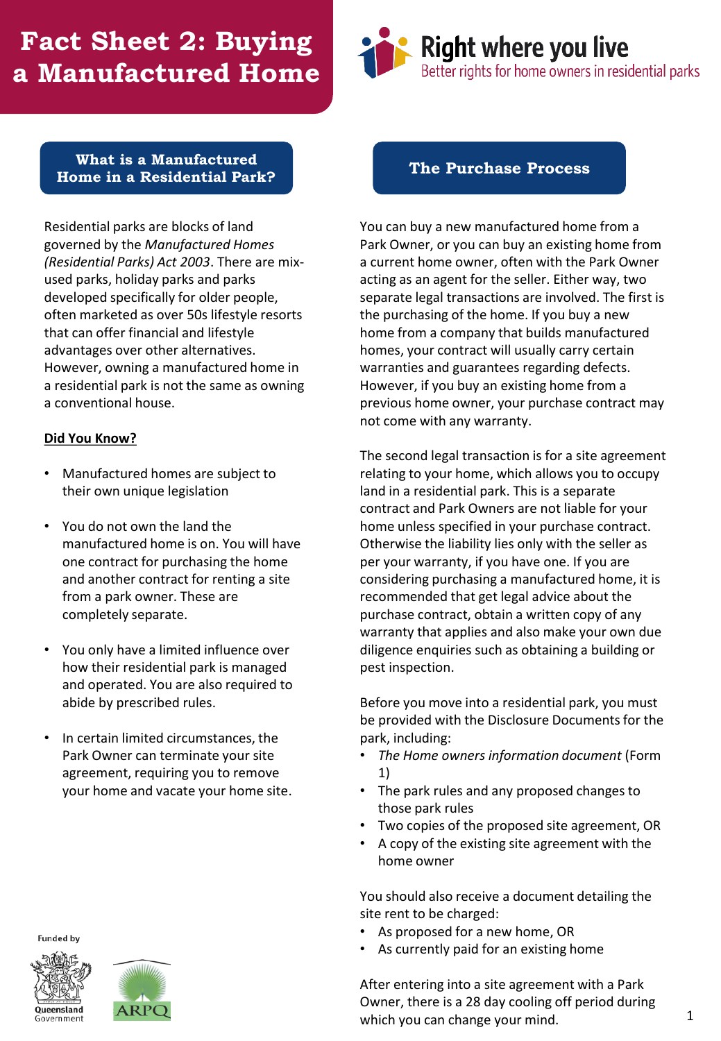# Fact Sheet 2: Buying a Manufactured Home

**Right where you live**
Better rights for home owners in residential parks

## What is a Manufactured Home in a Residential Park?

Residential parks are blocks of land governed by the *Manufactured Homes (Residential Parks) Act 2003*. There are mix-used parks, holiday parks and parks developed specifically for older people, often marketed as over 50s lifestyle resorts that can offer financial and lifestyle advantages over other alternatives. However, owning a manufactured home in a residential park is not the same as owning a conventional house.

**Did You Know?**

- Manufactured homes are subject to their own unique legislation
- You do not own the land the manufactured home is on. You will have one contract for purchasing the home and another contract for renting a site from a park owner. These are completely separate.
- You only have a limited influence over how their residential park is managed and operated. You are also required to abide by prescribed rules.
- In certain limited circumstances, the Park Owner can terminate your site agreement, requiring you to remove your home and vacate your home site.

Funded by Queensland Government, ARPQ

## The Purchase Process

You can buy a new manufactured home from a Park Owner, or you can buy an existing home from a current home owner, often with the Park Owner acting as an agent for the seller. Either way, two separate legal transactions are involved. The first is the purchasing of the home. If you buy a new home from a company that builds manufactured homes, your contract will usually carry certain warranties and guarantees regarding defects. However, if you buy an existing home from a previous home owner, your purchase contract may not come with any warranty.

The second legal transaction is for a site agreement relating to your home, which allows you to occupy land in a residential park. This is a separate contract and Park Owners are not liable for your home unless specified in your purchase contract. Otherwise the liability lies only with the seller as per your warranty, if you have one. If you are considering purchasing a manufactured home, it is recommended that get legal advice about the purchase contract, obtain a written copy of any warranty that applies and also make your own due diligence enquiries such as obtaining a building or pest inspection.

Before you move into a residential park, you must be provided with the Disclosure Documents for the park, including:

- *The Home owners information document* (Form 1)
- The park rules and any proposed changes to those park rules
- Two copies of the proposed site agreement, OR
- A copy of the existing site agreement with the home owner

You should also receive a document detailing the site rent to be charged:

- As proposed for a new home, OR
- As currently paid for an existing home

After entering into a site agreement with a Park Owner, there is a 28 day cooling off period during which you can change your mind.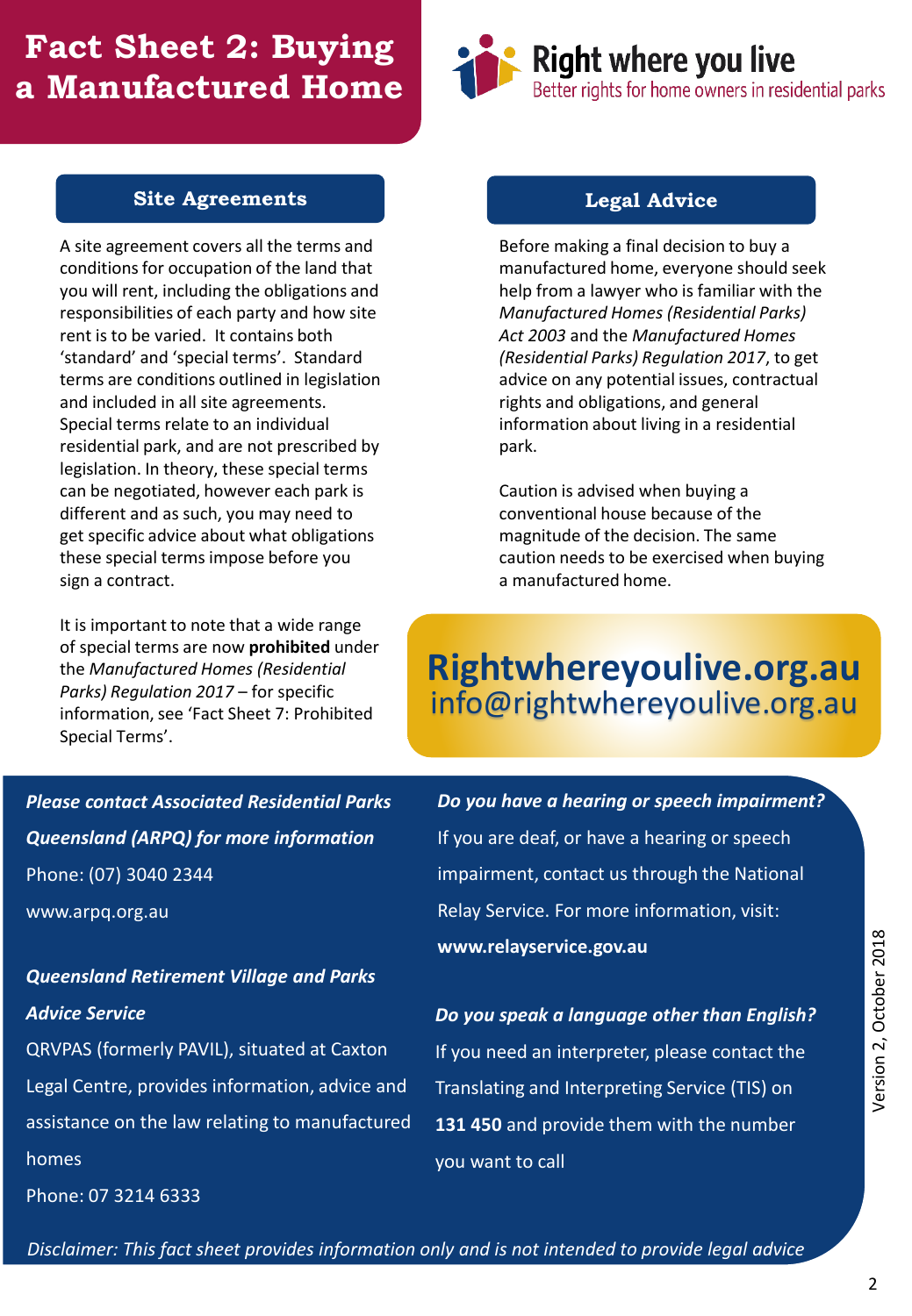# Fact Sheet 2: Buying a Manufactured Home

Right where you live
Better rights for home owners in residential parks

## Site Agreements

A site agreement covers all the terms and conditions for occupation of the land that you will rent, including the obligations and responsibilities of each party and how site rent is to be varied. It contains both 'standard' and 'special terms'. Standard terms are conditions outlined in legislation and included in all site agreements. Special terms relate to an individual residential park, and are not prescribed by legislation. In theory, these special terms can be negotiated, however each park is different and as such, you may need to get specific advice about what obligations these special terms impose before you sign a contract.

It is important to note that a wide range of special terms are now **prohibited** under the *Manufactured Homes (Residential Parks) Regulation 2017* – for specific information, see 'Fact Sheet 7: Prohibited Special Terms'.

## Legal Advice

Before making a final decision to buy a manufactured home, everyone should seek help from a lawyer who is familiar with the *Manufactured Homes (Residential Parks) Act 2003* and the *Manufactured Homes (Residential Parks) Regulation 2017*, to get advice on any potential issues, contractual rights and obligations, and general information about living in a residential park.

Caution is advised when buying a conventional house because of the magnitude of the decision. The same caution needs to be exercised when buying a manufactured home.

**Rightwhereyoulive.org.au**
info@rightwhereyoulive.org.au

***Please contact Associated Residential Parks Queensland (ARPQ) for more information***

Phone: (07) 3040 2344

www.arpq.org.au

***Queensland Retirement Village and Parks Advice Service***

QRVPAS (formerly PAVIL), situated at Caxton Legal Centre, provides information, advice and assistance on the law relating to manufactured homes

Phone: 07 3214 6333

***Do you have a hearing or speech impairment?***

If you are deaf, or have a hearing or speech impairment, contact us through the National Relay Service. For more information, visit: **www.relayservice.gov.au**

***Do you speak a language other than English?***

If you need an interpreter, please contact the Translating and Interpreting Service (TIS) on **131 450** and provide them with the number you want to call

*Disclaimer: This fact sheet provides information only and is not intended to provide legal advice*

Version 2, October 2018